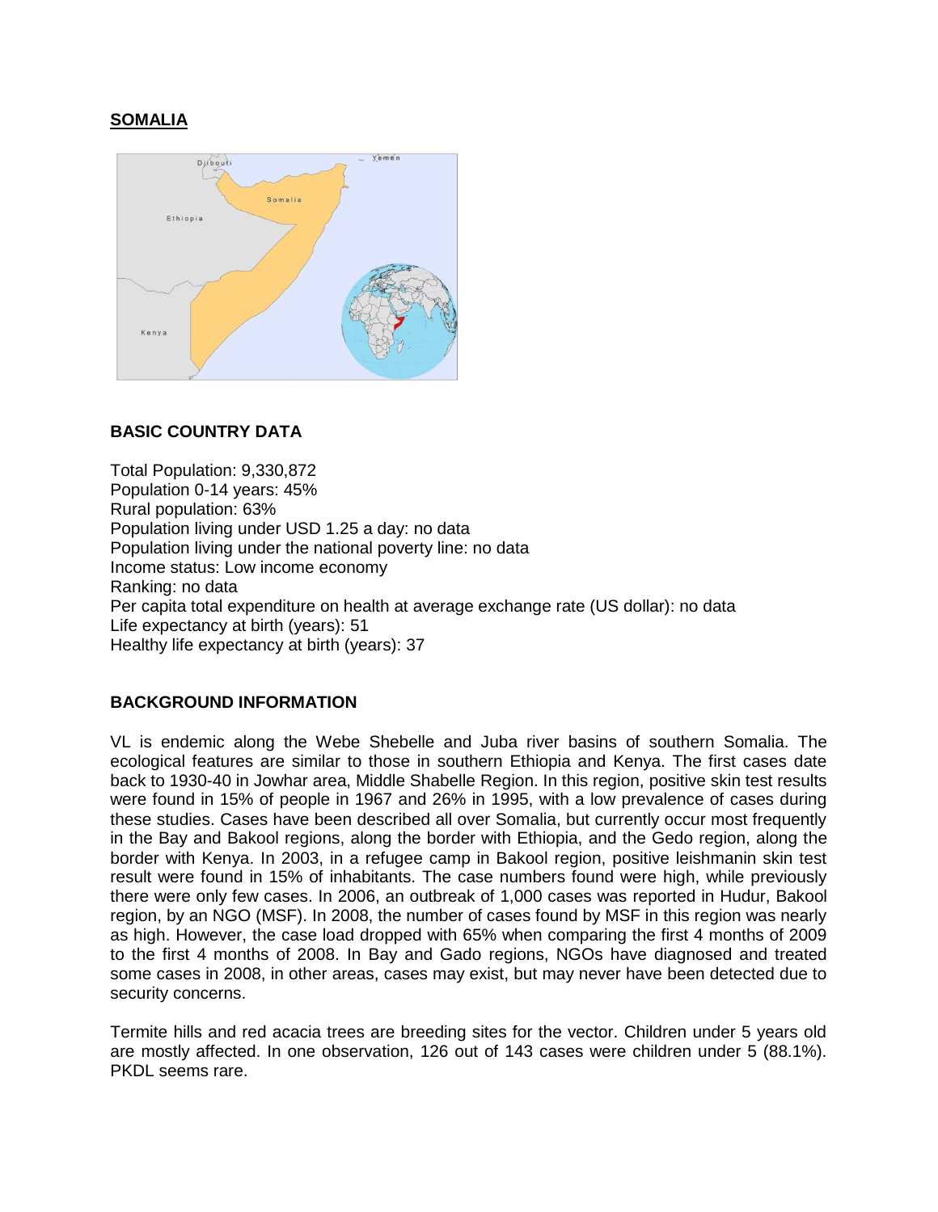# SOMALIA

## BASIC COUNTRY DATA

Total Population: 9,330,872
Population 0-14 years: 45%
Rural population: 63%
Population living under USD 1.25 a day: no data
Population living under the national poverty line: no data
Income status: Low income economy
Ranking: no data
Per capita total expenditure on health at average exchange rate (US dollar): no data
Life expectancy at birth (years): 51
Healthy life expectancy at birth (years): 37

## BACKGROUND INFORMATION

VL is endemic along the Webe Shebelle and Juba river basins of southern Somalia. The ecological features are similar to those in southern Ethiopia and Kenya. The first cases date back to 1930-40 in Jowhar area, Middle Shabelle Region. In this region, positive skin test results were found in 15% of people in 1967 and 26% in 1995, with a low prevalence of cases during these studies. Cases have been described all over Somalia, but currently occur most frequently in the Bay and Bakool regions, along the border with Ethiopia, and the Gedo region, along the border with Kenya. In 2003, in a refugee camp in Bakool region, positive leishmanin skin test result were found in 15% of inhabitants. The case numbers found were high, while previously there were only few cases. In 2006, an outbreak of 1,000 cases was reported in Hudur, Bakool region, by an NGO (MSF). In 2008, the number of cases found by MSF in this region was nearly as high. However, the case load dropped with 65% when comparing the first 4 months of 2009 to the first 4 months of 2008. In Bay and Gado regions, NGOs have diagnosed and treated some cases in 2008, in other areas, cases may exist, but may never have been detected due to security concerns.

Termite hills and red acacia trees are breeding sites for the vector. Children under 5 years old are mostly affected. In one observation, 126 out of 143 cases were children under 5 (88.1%). PKDL seems rare.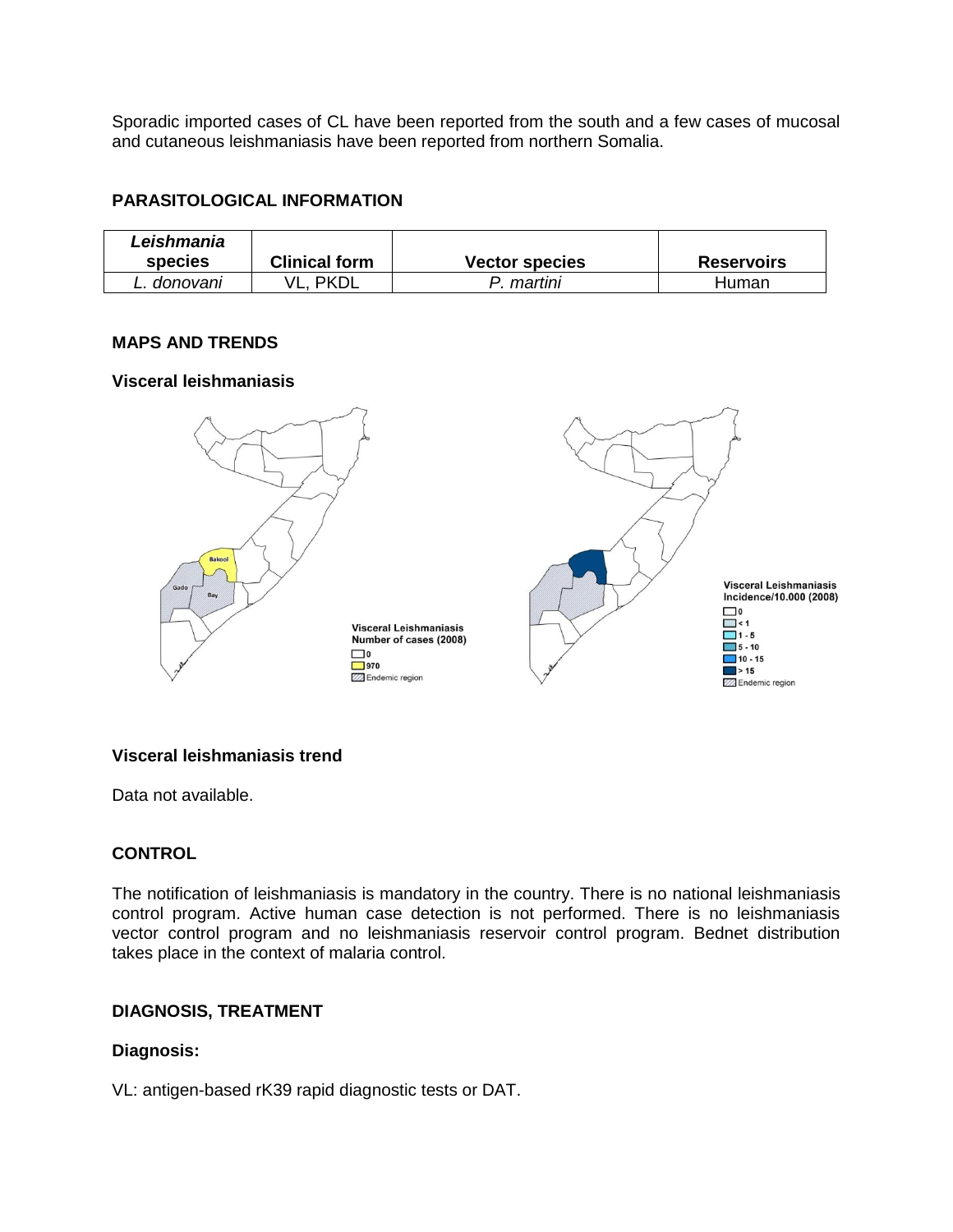Sporadic imported cases of CL have been reported from the south and a few cases of mucosal and cutaneous leishmaniasis have been reported from northern Somalia.

## PARASITOLOGICAL INFORMATION

| *Leishmania* species | Clinical form | Vector species | Reservoirs |
|---|---|---|---|
| *L. donovani* | VL, PKDL | *P. martini* | Human |

## MAPS AND TRENDS

### Visceral leishmaniasis

### Visceral leishmaniasis trend

Data not available.

## CONTROL

The notification of leishmaniasis is mandatory in the country. There is no national leishmaniasis control program. Active human case detection is not performed. There is no leishmaniasis vector control program and no leishmaniasis reservoir control program. Bednet distribution takes place in the context of malaria control.

## DIAGNOSIS, TREATMENT

### Diagnosis:

VL: antigen-based rK39 rapid diagnostic tests or DAT.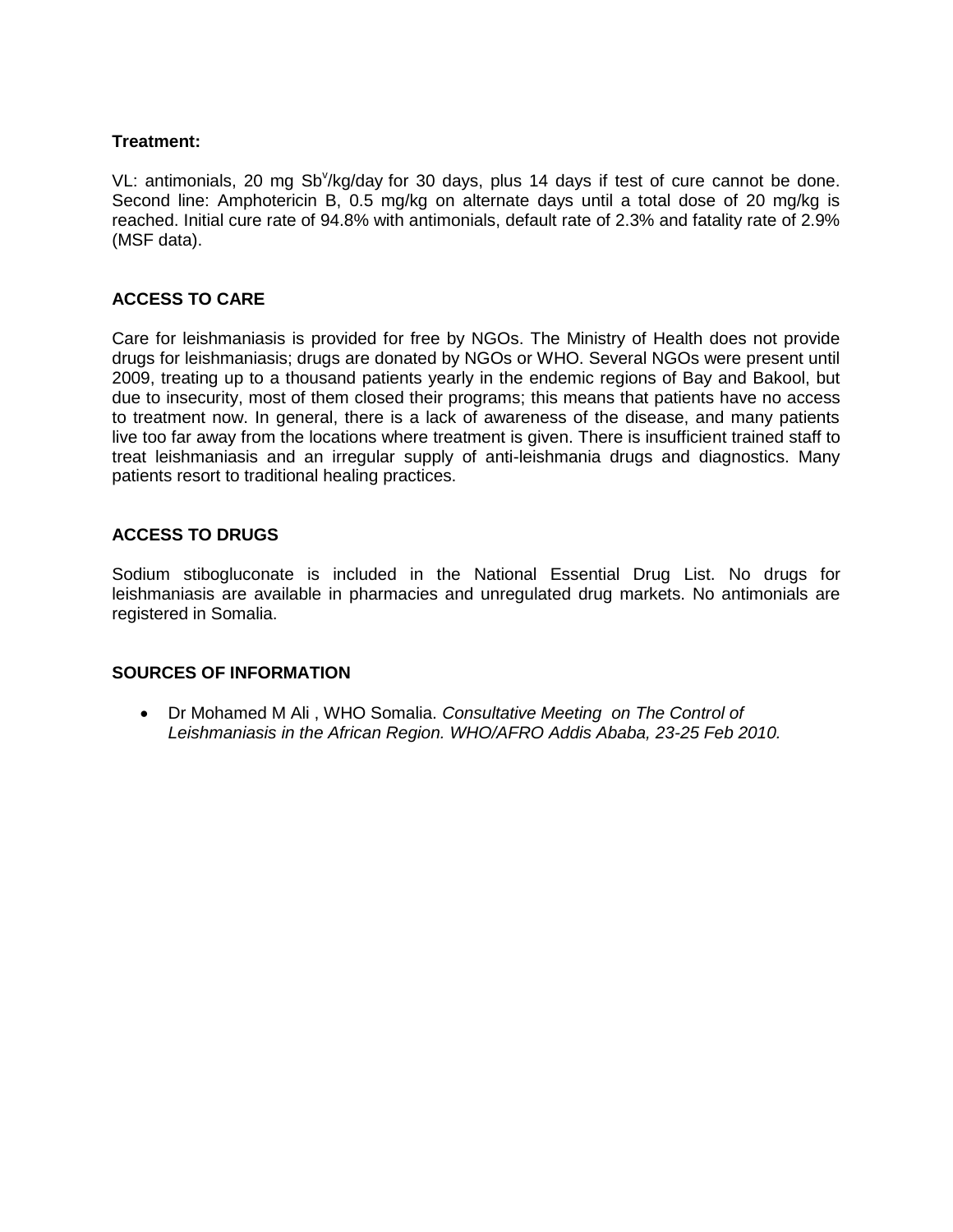**Treatment:**

VL: antimonials, 20 mg $Sb^v$/kg/day for 30 days, plus 14 days if test of cure cannot be done. Second line: Amphotericin B, 0.5 mg/kg on alternate days until a total dose of 20 mg/kg is reached. Initial cure rate of 94.8% with antimonials, default rate of 2.3% and fatality rate of 2.9% (MSF data).

## ACCESS TO CARE

Care for leishmaniasis is provided for free by NGOs. The Ministry of Health does not provide drugs for leishmaniasis; drugs are donated by NGOs or WHO. Several NGOs were present until 2009, treating up to a thousand patients yearly in the endemic regions of Bay and Bakool, but due to insecurity, most of them closed their programs; this means that patients have no access to treatment now. In general, there is a lack of awareness of the disease, and many patients live too far away from the locations where treatment is given. There is insufficient trained staff to treat leishmaniasis and an irregular supply of anti-leishmania drugs and diagnostics. Many patients resort to traditional healing practices.

## ACCESS TO DRUGS

Sodium stibogluconate is included in the National Essential Drug List. No drugs for leishmaniasis are available in pharmacies and unregulated drug markets. No antimonials are registered in Somalia.

## SOURCES OF INFORMATION

- Dr Mohamed M Ali , WHO Somalia. *Consultative Meeting on The Control of Leishmaniasis in the African Region. WHO/AFRO Addis Ababa, 23-25 Feb 2010.*